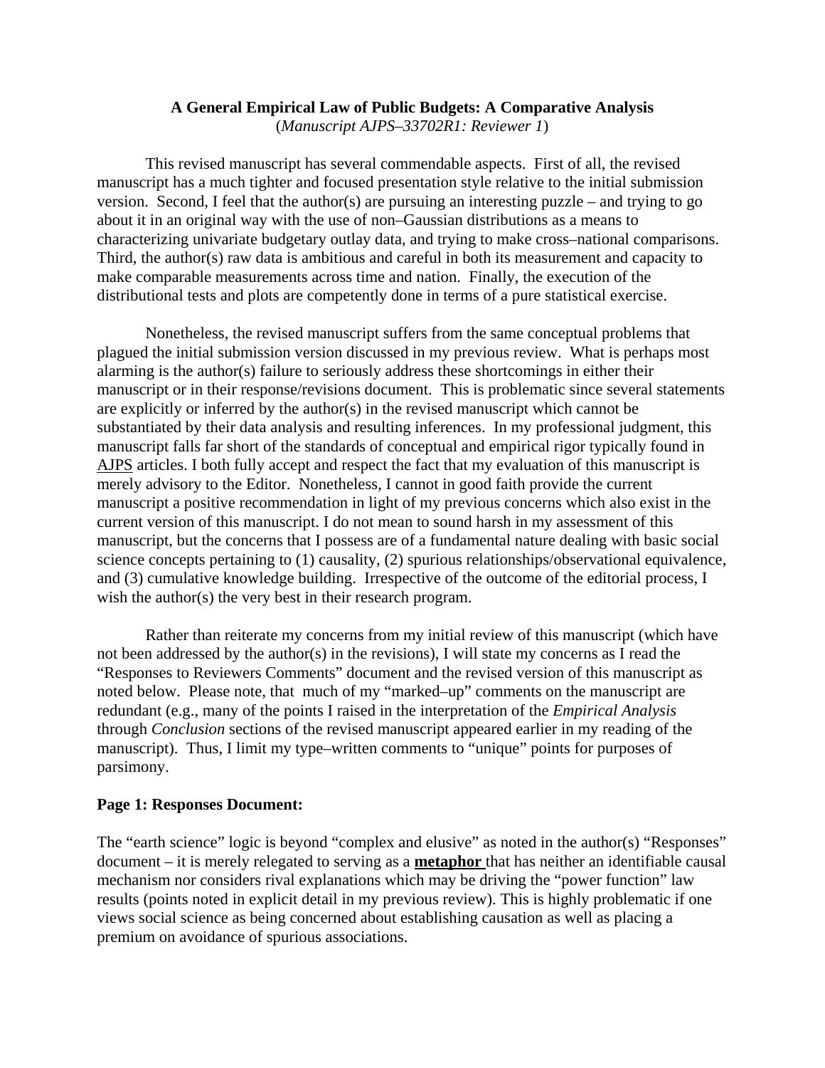**A General Empirical Law of Public Budgets: A Comparative Analysis**
(*Manuscript AJPS–33702R1: Reviewer 1*)

This revised manuscript has several commendable aspects. First of all, the revised manuscript has a much tighter and focused presentation style relative to the initial submission version. Second, I feel that the author(s) are pursuing an interesting puzzle – and trying to go about it in an original way with the use of non–Gaussian distributions as a means to characterizing univariate budgetary outlay data, and trying to make cross–national comparisons. Third, the author(s) raw data is ambitious and careful in both its measurement and capacity to make comparable measurements across time and nation. Finally, the execution of the distributional tests and plots are competently done in terms of a pure statistical exercise.

Nonetheless, the revised manuscript suffers from the same conceptual problems that plagued the initial submission version discussed in my previous review. What is perhaps most alarming is the author(s) failure to seriously address these shortcomings in either their manuscript or in their response/revisions document. This is problematic since several statements are explicitly or inferred by the author(s) in the revised manuscript which cannot be substantiated by their data analysis and resulting inferences. In my professional judgment, this manuscript falls far short of the standards of conceptual and empirical rigor typically found in AJPS articles. I both fully accept and respect the fact that my evaluation of this manuscript is merely advisory to the Editor. Nonetheless, I cannot in good faith provide the current manuscript a positive recommendation in light of my previous concerns which also exist in the current version of this manuscript. I do not mean to sound harsh in my assessment of this manuscript, but the concerns that I possess are of a fundamental nature dealing with basic social science concepts pertaining to (1) causality, (2) spurious relationships/observational equivalence, and (3) cumulative knowledge building. Irrespective of the outcome of the editorial process, I wish the author(s) the very best in their research program.

Rather than reiterate my concerns from my initial review of this manuscript (which have not been addressed by the author(s) in the revisions), I will state my concerns as I read the "Responses to Reviewers Comments" document and the revised version of this manuscript as noted below. Please note, that much of my "marked–up" comments on the manuscript are redundant (e.g., many of the points I raised in the interpretation of the *Empirical Analysis* through *Conclusion* sections of the revised manuscript appeared earlier in my reading of the manuscript). Thus, I limit my type–written comments to "unique" points for purposes of parsimony.

**Page 1: Responses Document:**

The "earth science" logic is beyond "complex and elusive" as noted in the author(s) "Responses" document – it is merely relegated to serving as a **metaphor** that has neither an identifiable causal mechanism nor considers rival explanations which may be driving the "power function" law results (points noted in explicit detail in my previous review). This is highly problematic if one views social science as being concerned about establishing causation as well as placing a premium on avoidance of spurious associations.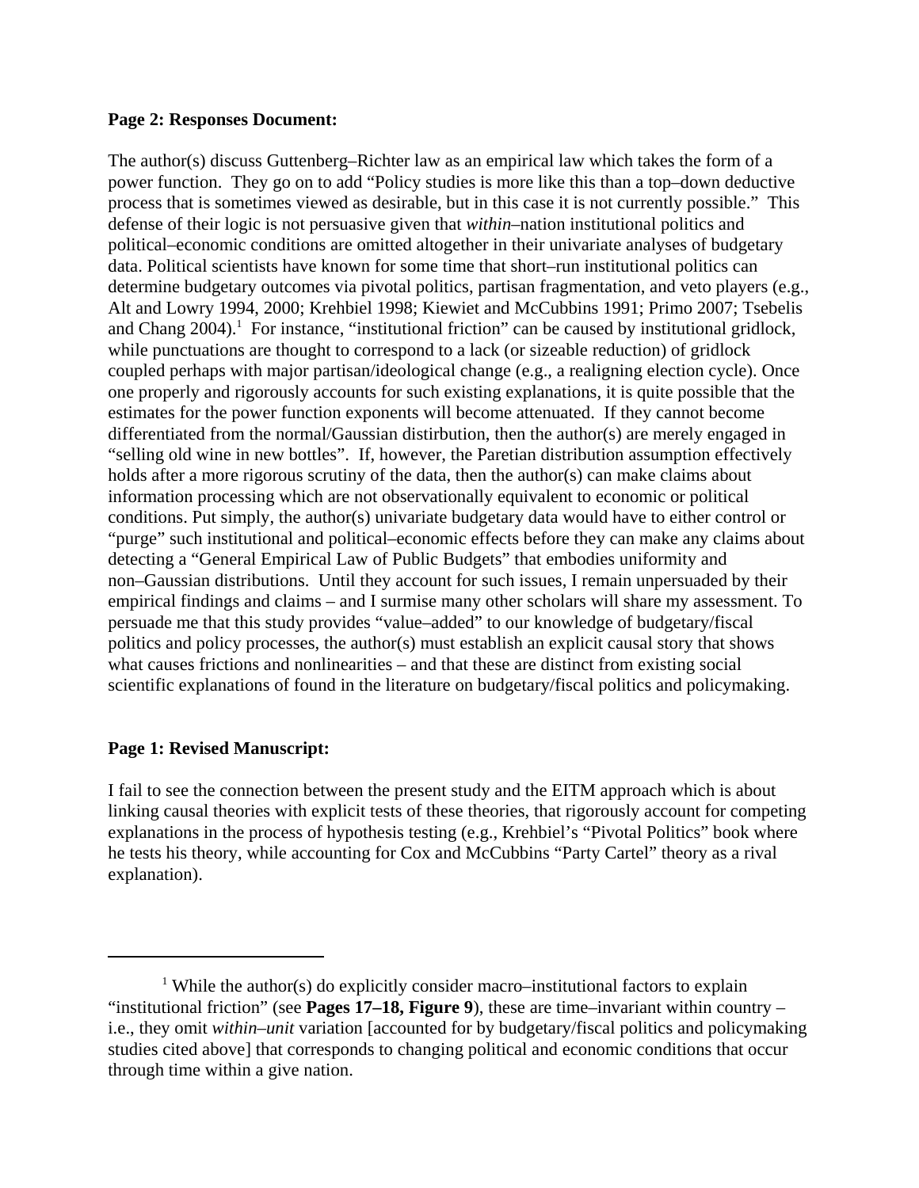**Page 2: Responses Document:**

The author(s) discuss Guttenberg–Richter law as an empirical law which takes the form of a power function. They go on to add "Policy studies is more like this than a top–down deductive process that is sometimes viewed as desirable, but in this case it is not currently possible." This defense of their logic is not persuasive given that *within*–nation institutional politics and political–economic conditions are omitted altogether in their univariate analyses of budgetary data. Political scientists have known for some time that short–run institutional politics can determine budgetary outcomes via pivotal politics, partisan fragmentation, and veto players (e.g., Alt and Lowry 1994, 2000; Krehbiel 1998; Kiewiet and McCubbins 1991; Primo 2007; Tsebelis and Chang 2004).[1] For instance, "institutional friction" can be caused by institutional gridlock, while punctuations are thought to correspond to a lack (or sizeable reduction) of gridlock coupled perhaps with major partisan/ideological change (e.g., a realigning election cycle). Once one properly and rigorously accounts for such existing explanations, it is quite possible that the estimates for the power function exponents will become attenuated. If they cannot become differentiated from the normal/Gaussian distirbution, then the author(s) are merely engaged in "selling old wine in new bottles". If, however, the Paretian distribution assumption effectively holds after a more rigorous scrutiny of the data, then the author(s) can make claims about information processing which are not observationally equivalent to economic or political conditions. Put simply, the author(s) univariate budgetary data would have to either control or "purge" such institutional and political–economic effects before they can make any claims about detecting a "General Empirical Law of Public Budgets" that embodies uniformity and non–Gaussian distributions. Until they account for such issues, I remain unpersuaded by their empirical findings and claims – and I surmise many other scholars will share my assessment. To persuade me that this study provides "value–added" to our knowledge of budgetary/fiscal politics and policy processes, the author(s) must establish an explicit causal story that shows what causes frictions and nonlinearities – and that these are distinct from existing social scientific explanations of found in the literature on budgetary/fiscal politics and policymaking.

**Page 1: Revised Manuscript:**

I fail to see the connection between the present study and the EITM approach which is about linking causal theories with explicit tests of these theories, that rigorously account for competing explanations in the process of hypothesis testing (e.g., Krehbiel's "Pivotal Politics" book where he tests his theory, while accounting for Cox and McCubbins "Party Cartel" theory as a rival explanation).

---

[1] While the author(s) do explicitly consider macro–institutional factors to explain "institutional friction" (see **Pages 17–18, Figure 9**), these are time–invariant within country – i.e., they omit *within–unit* variation [accounted for by budgetary/fiscal politics and policymaking studies cited above] that corresponds to changing political and economic conditions that occur through time within a give nation.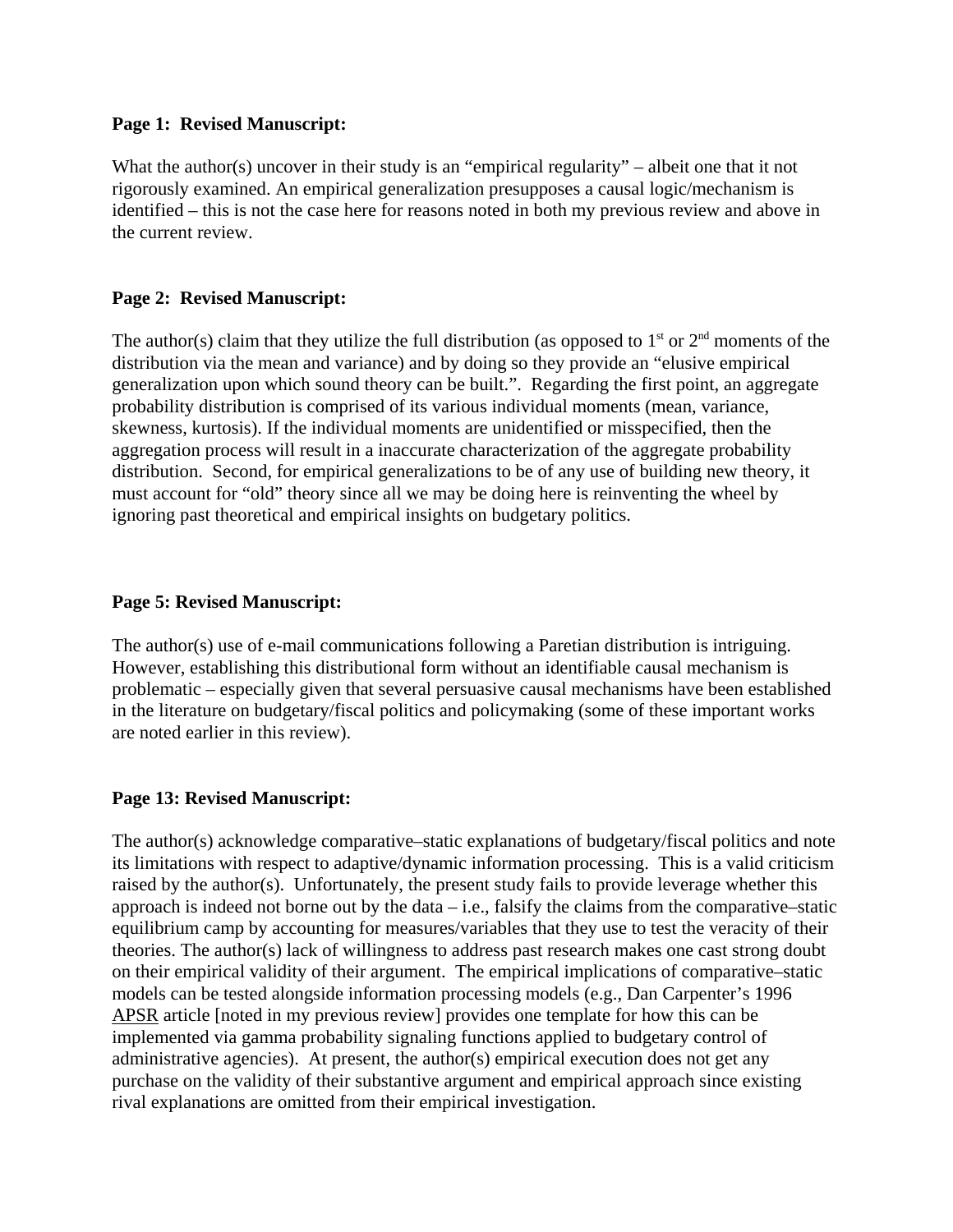**Page 1: Revised Manuscript:**

What the author(s) uncover in their study is an "empirical regularity" – albeit one that it not rigorously examined. An empirical generalization presupposes a causal logic/mechanism is identified – this is not the case here for reasons noted in both my previous review and above in the current review.

**Page 2: Revised Manuscript:**

The author(s) claim that they utilize the full distribution (as opposed to 1st or 2nd moments of the distribution via the mean and variance) and by doing so they provide an "elusive empirical generalization upon which sound theory can be built.". Regarding the first point, an aggregate probability distribution is comprised of its various individual moments (mean, variance, skewness, kurtosis). If the individual moments are unidentified or misspecified, then the aggregation process will result in a inaccurate characterization of the aggregate probability distribution. Second, for empirical generalizations to be of any use of building new theory, it must account for "old" theory since all we may be doing here is reinventing the wheel by ignoring past theoretical and empirical insights on budgetary politics.

**Page 5: Revised Manuscript:**

The author(s) use of e-mail communications following a Paretian distribution is intriguing. However, establishing this distributional form without an identifiable causal mechanism is problematic – especially given that several persuasive causal mechanisms have been established in the literature on budgetary/fiscal politics and policymaking (some of these important works are noted earlier in this review).

**Page 13: Revised Manuscript:**

The author(s) acknowledge comparative–static explanations of budgetary/fiscal politics and note its limitations with respect to adaptive/dynamic information processing. This is a valid criticism raised by the author(s). Unfortunately, the present study fails to provide leverage whether this approach is indeed not borne out by the data – i.e., falsify the claims from the comparative–static equilibrium camp by accounting for measures/variables that they use to test the veracity of their theories. The author(s) lack of willingness to address past research makes one cast strong doubt on their empirical validity of their argument. The empirical implications of comparative–static models can be tested alongside information processing models (e.g., Dan Carpenter's 1996 APSR article [noted in my previous review] provides one template for how this can be implemented via gamma probability signaling functions applied to budgetary control of administrative agencies). At present, the author(s) empirical execution does not get any purchase on the validity of their substantive argument and empirical approach since existing rival explanations are omitted from their empirical investigation.